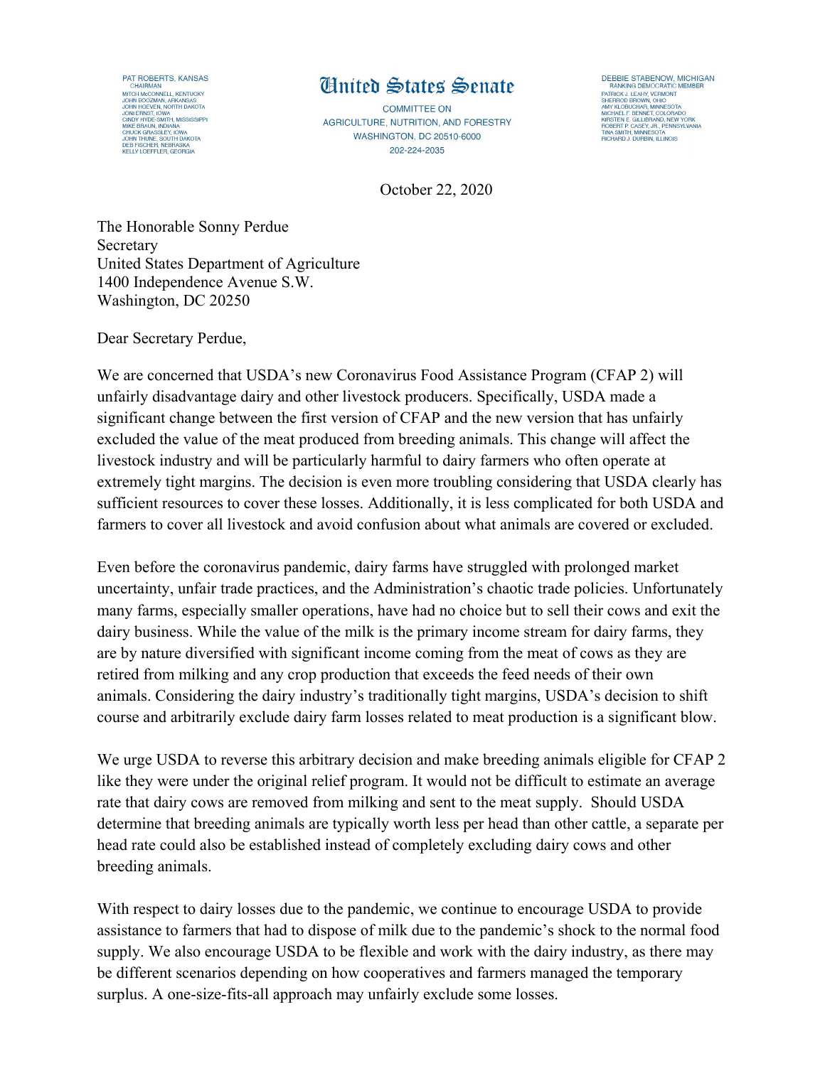PAT ROBERTS, KANSAS
CHAIRMAN
MITCH McCONNELL, KENTUCKY
JOHN BOOZMAN, ARKANSAS
JOHN HOEVEN, NORTH DAKOTA
JONI ERNST, IOWA
CINDY HYDE-SMITH, MISSISSIPPI
MIKE BRAUN, INDIANA
CHUCK GRASSLEY, IOWA
JOHN THUNE, SOUTH DAKOTA
DEB FISCHER, NEBRASKA
KELLY LOEFFLER, GEORGIA

# United States Senate

COMMITTEE ON
AGRICULTURE, NUTRITION, AND FORESTRY
WASHINGTON, DC 20510-6000
202-224-2035

DEBBIE STABENOW, MICHIGAN
RANKING DEMOCRATIC MEMBER
PATRICK J. LEAHY, VERMONT
SHERROD BROWN, OHIO
AMY KLOBUCHAR, MINNESOTA
MICHAEL F. BENNET, COLORADO
KIRSTEN E. GILLIBRAND, NEW YORK
ROBERT P. CASEY, JR., PENNSYLVANIA
TINA SMITH, MINNESOTA
RICHARD J. DURBIN, ILLINOIS

October 22, 2020

The Honorable Sonny Perdue
Secretary
United States Department of Agriculture
1400 Independence Avenue S.W.
Washington, DC 20250

Dear Secretary Perdue,

We are concerned that USDA's new Coronavirus Food Assistance Program (CFAP 2) will unfairly disadvantage dairy and other livestock producers. Specifically, USDA made a significant change between the first version of CFAP and the new version that has unfairly excluded the value of the meat produced from breeding animals. This change will affect the livestock industry and will be particularly harmful to dairy farmers who often operate at extremely tight margins. The decision is even more troubling considering that USDA clearly has sufficient resources to cover these losses. Additionally, it is less complicated for both USDA and farmers to cover all livestock and avoid confusion about what animals are covered or excluded.

Even before the coronavirus pandemic, dairy farms have struggled with prolonged market uncertainty, unfair trade practices, and the Administration's chaotic trade policies. Unfortunately many farms, especially smaller operations, have had no choice but to sell their cows and exit the dairy business. While the value of the milk is the primary income stream for dairy farms, they are by nature diversified with significant income coming from the meat of cows as they are retired from milking and any crop production that exceeds the feed needs of their own animals. Considering the dairy industry's traditionally tight margins, USDA's decision to shift course and arbitrarily exclude dairy farm losses related to meat production is a significant blow.

We urge USDA to reverse this arbitrary decision and make breeding animals eligible for CFAP 2 like they were under the original relief program. It would not be difficult to estimate an average rate that dairy cows are removed from milking and sent to the meat supply. Should USDA determine that breeding animals are typically worth less per head than other cattle, a separate per head rate could also be established instead of completely excluding dairy cows and other breeding animals.

With respect to dairy losses due to the pandemic, we continue to encourage USDA to provide assistance to farmers that had to dispose of milk due to the pandemic's shock to the normal food supply. We also encourage USDA to be flexible and work with the dairy industry, as there may be different scenarios depending on how cooperatives and farmers managed the temporary surplus. A one-size-fits-all approach may unfairly exclude some losses.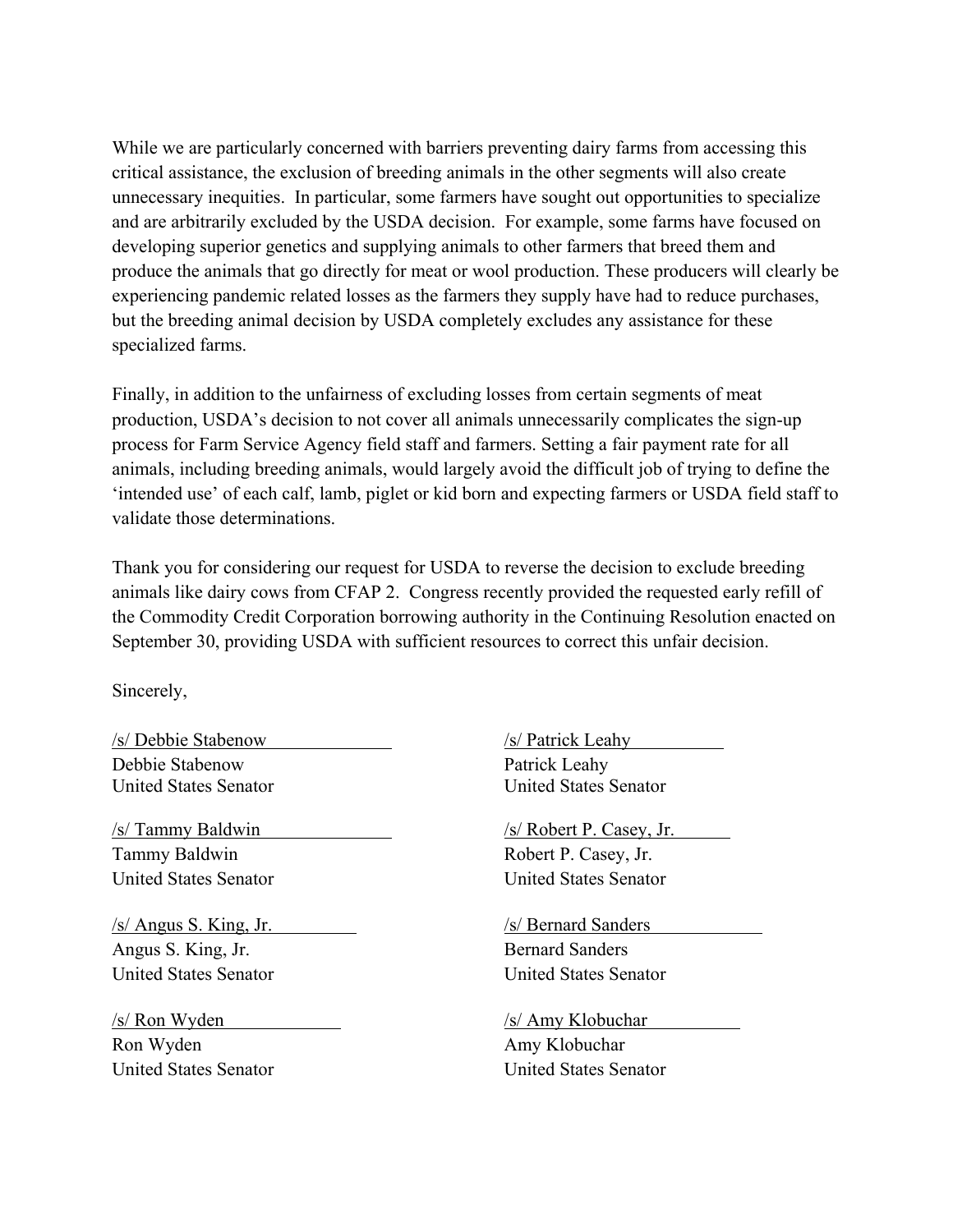While we are particularly concerned with barriers preventing dairy farms from accessing this critical assistance, the exclusion of breeding animals in the other segments will also create unnecessary inequities. In particular, some farmers have sought out opportunities to specialize and are arbitrarily excluded by the USDA decision. For example, some farms have focused on developing superior genetics and supplying animals to other farmers that breed them and produce the animals that go directly for meat or wool production. These producers will clearly be experiencing pandemic related losses as the farmers they supply have had to reduce purchases, but the breeding animal decision by USDA completely excludes any assistance for these specialized farms.

Finally, in addition to the unfairness of excluding losses from certain segments of meat production, USDA's decision to not cover all animals unnecessarily complicates the sign-up process for Farm Service Agency field staff and farmers. Setting a fair payment rate for all animals, including breeding animals, would largely avoid the difficult job of trying to define the 'intended use' of each calf, lamb, piglet or kid born and expecting farmers or USDA field staff to validate those determinations.

Thank you for considering our request for USDA to reverse the decision to exclude breeding animals like dairy cows from CFAP 2. Congress recently provided the requested early refill of the Commodity Credit Corporation borrowing authority in the Continuing Resolution enacted on September 30, providing USDA with sufficient resources to correct this unfair decision.

Sincerely,

/s/ Debbie Stabenow
Debbie Stabenow
United States Senator

/s/ Patrick Leahy
Patrick Leahy
United States Senator

/s/ Tammy Baldwin
Tammy Baldwin
United States Senator

/s/ Robert P. Casey, Jr.
Robert P. Casey, Jr.
United States Senator

/s/ Angus S. King, Jr.
Angus S. King, Jr.
United States Senator

/s/ Bernard Sanders
Bernard Sanders
United States Senator

/s/ Ron Wyden
Ron Wyden
United States Senator

/s/ Amy Klobuchar
Amy Klobuchar
United States Senator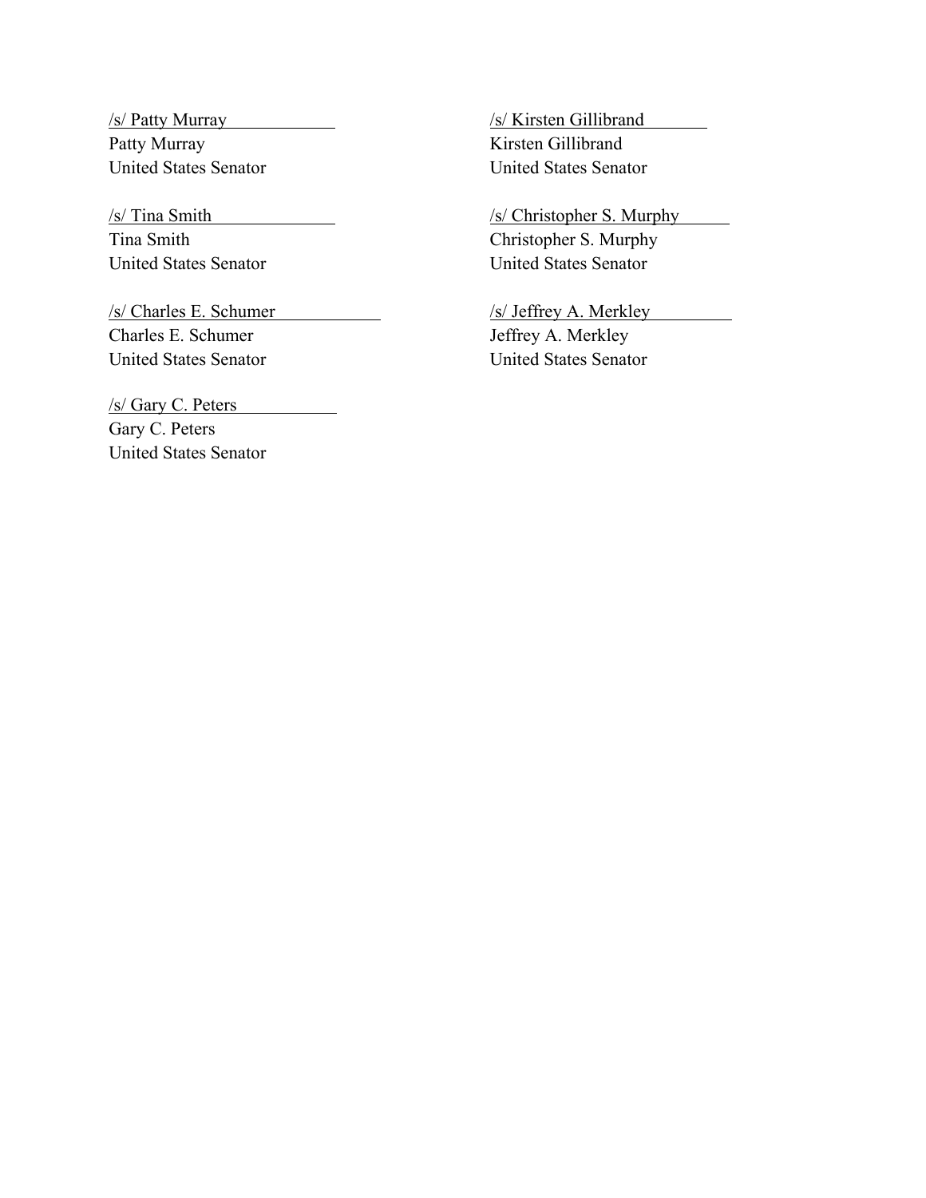/s/ Patty Murray
Patty Murray
United States Senator

/s/ Kirsten Gillibrand
Kirsten Gillibrand
United States Senator

/s/ Tina Smith
Tina Smith
United States Senator

/s/ Christopher S. Murphy
Christopher S. Murphy
United States Senator

/s/ Charles E. Schumer
Charles E. Schumer
United States Senator

/s/ Jeffrey A. Merkley
Jeffrey A. Merkley
United States Senator

/s/ Gary C. Peters
Gary C. Peters
United States Senator